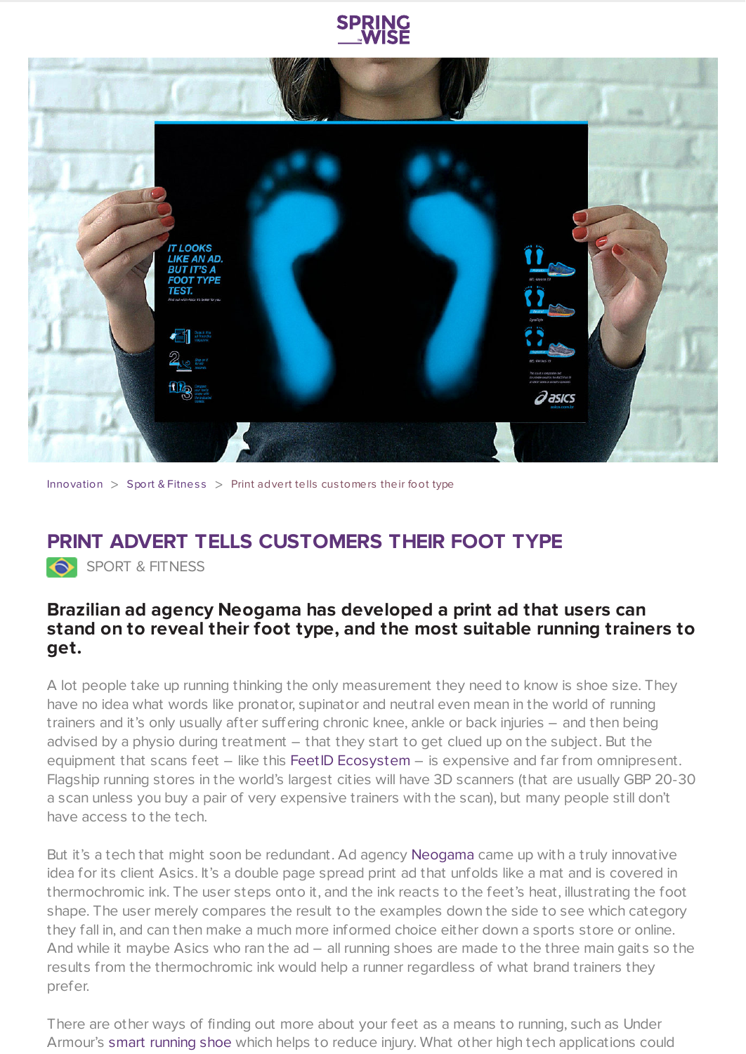Innovation > Sport & Fitness > Print advert tells customers their foot type

# PRINT ADVERT TELLS CUSTOMERS THEIR FOOT TYPE

SPORT & FITNESS

**Brazilian ad agency Neogama has developed a print ad that users can stand on to reveal their foot type, and the most suitable running trainers to get.**

A lot people take up running thinking the only measurement they need to know is shoe size. They have no idea what words like pronator, supinator and neutral even mean in the world of running trainers and it's only usually after suffering chronic knee, ankle or back injuries – and then being advised by a physio during treatment – that they start to get clued up on the subject. But the equipment that scans feet – like this FeetID Ecosystem – is expensive and far from omnipresent. Flagship running stores in the world's largest cities will have 3D scanners (that are usually GBP 20-30 a scan unless you buy a pair of very expensive trainers with the scan), but many people still don't have access to the tech.

But it's a tech that might soon be redundant. Ad agency Neogama came up with a truly innovative idea for its client Asics. It's a double page spread print ad that unfolds like a mat and is covered in thermochromic ink. The user steps onto it, and the ink reacts to the feet's heat, illustrating the foot shape. The user merely compares the result to the examples down the side to see which category they fall in, and can then make a much more informed choice either down a sports store or online. And while it maybe Asics who ran the ad – all running shoes are made to the three main gaits so the results from the thermochromic ink would help a runner regardless of what brand trainers they prefer.

There are other ways of finding out more about your feet as a means to running, such as Under Armour's smart running shoe which helps to reduce injury. What other high tech applications could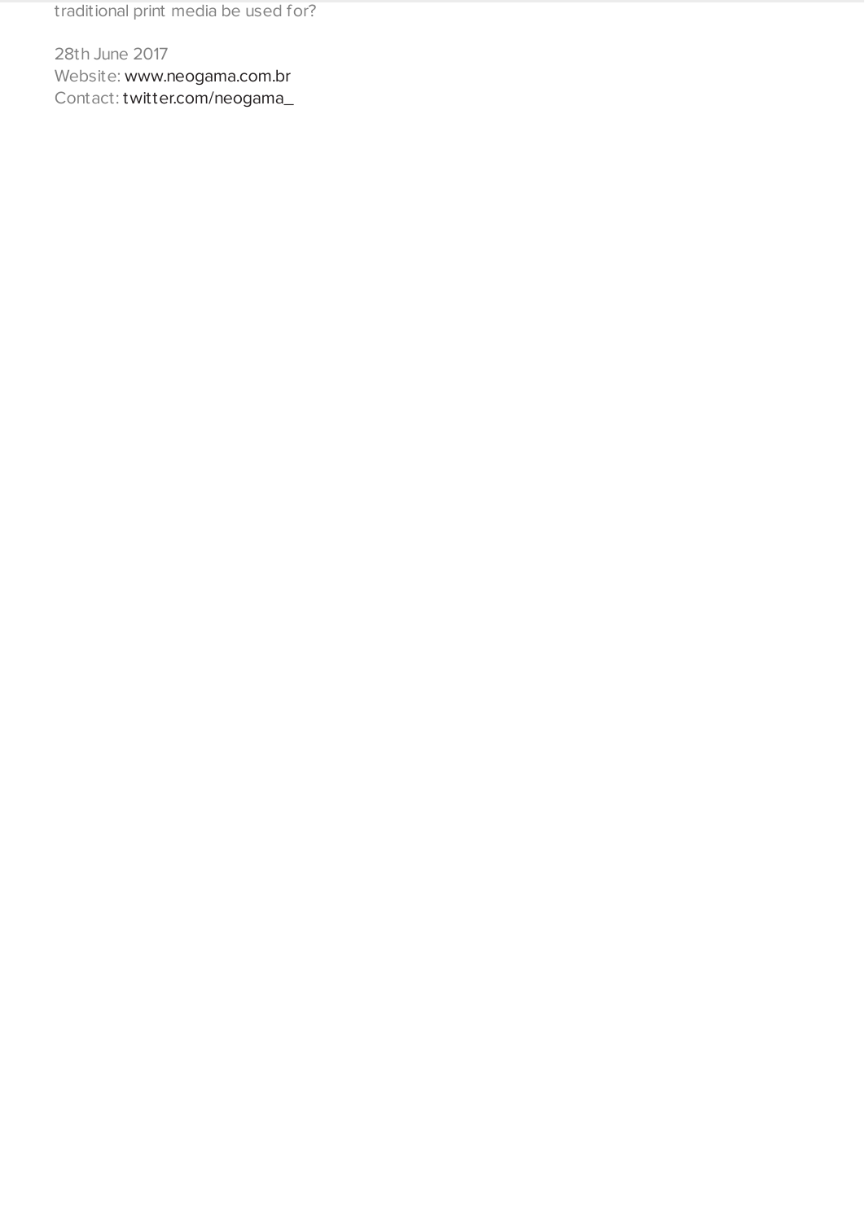traditional print media be used for?

28th June 2017
Website: www.neogama.com.br
Contact: twitter.com/neogama_